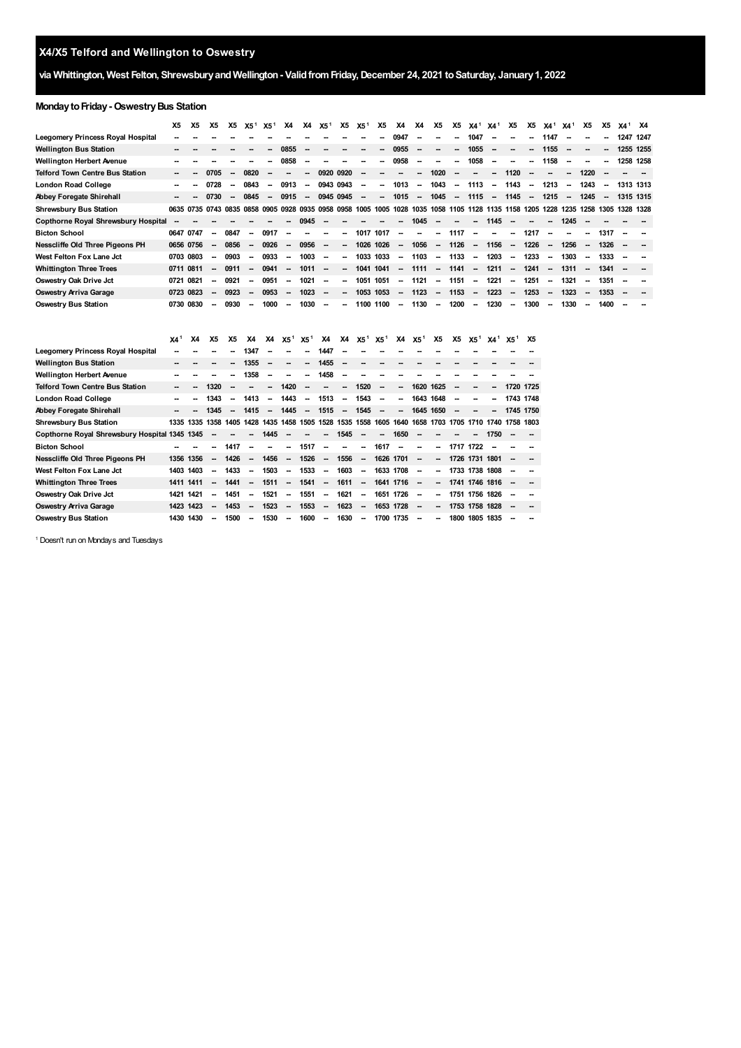# X4/X5 Telford and Wellington to Oswestry

## via Whittington, West Felton, Shrewsbury and Wellington - Valid from Friday, December 24, 2021 to Saturday, January 1, 2022

### Monday to Friday - Oswestry Bus Station

| | X5 | X5 | X5 | X5 | X5[1] | X5[1] | X4 | X4 | X5[1] | X5 | X5[1] | X5 | X4 | X4 | X5 | X5 | X4[1] | X4[1] | X5 | X5 | X4[1] | X4[1] | X5 | X5 | X4[1] | X4 |
|---|---|---|---|---|---|---|---|---|---|---|---|---|---|---|---|---|---|---|---|---|---|---|---|---|---|---|
| Leegomery Princess Royal Hospital | -- | -- | -- | -- | -- | -- | -- | -- | -- | -- | -- | -- | 0947 | -- | -- | -- | 1047 | -- | -- | -- | 1147 | -- | -- | -- | 1247 | 1247 |
| Wellington Bus Station | -- | -- | -- | -- | -- | -- | 0855 | -- | -- | -- | -- | -- | 0955 | -- | -- | -- | 1055 | -- | -- | -- | 1155 | -- | -- | -- | 1255 | 1255 |
| Wellington Herbert Avenue | -- | -- | -- | -- | -- | -- | 0858 | -- | -- | -- | -- | -- | 0958 | -- | -- | -- | 1058 | -- | -- | -- | 1158 | -- | -- | -- | 1258 | 1258 |
| Telford Town Centre Bus Station | -- | -- | 0705 | -- | 0820 | -- | -- | -- | 0920 | 0920 | -- | -- | -- | -- | 1020 | -- | -- | -- | 1120 | -- | -- | -- | 1220 | -- | -- | -- |
| London Road College | -- | -- | 0728 | -- | 0843 | -- | 0913 | -- | 0943 | 0943 | -- | -- | 1013 | -- | 1043 | -- | 1113 | -- | 1143 | -- | 1213 | -- | 1243 | -- | 1313 | 1313 |
| Abbey Foregate Shirehall | -- | -- | 0730 | -- | 0845 | -- | 0915 | -- | 0945 | 0945 | -- | -- | 1015 | -- | 1045 | -- | 1115 | -- | 1145 | -- | 1215 | -- | 1245 | -- | 1315 | 1315 |
| Shrewsbury Bus Station | 0635 | 0735 | 0743 | 0835 | 0858 | 0905 | 0928 | 0935 | 0958 | 0958 | 1005 | 1005 | 1028 | 1035 | 1058 | 1105 | 1128 | 1135 | 1158 | 1205 | 1228 | 1235 | 1258 | 1305 | 1328 | 1328 |
| Copthorne Royal Shrewsbury Hospital | -- | -- | -- | -- | -- | -- | -- | 0945 | -- | -- | -- | -- | -- | 1045 | -- | -- | -- | 1145 | -- | -- | -- | 1245 | -- | -- | -- | -- |
| Bicton School | 0647 | 0747 | -- | 0847 | -- | 0917 | -- | -- | -- | -- | 1017 | 1017 | -- | -- | -- | 1117 | -- | -- | -- | 1217 | -- | -- | -- | 1317 | -- | -- |
| Nesscliffe Old Three Pigeons PH | 0656 | 0756 | -- | 0856 | -- | 0926 | -- | 0956 | -- | -- | 1026 | 1026 | -- | 1056 | -- | 1126 | -- | 1156 | -- | 1226 | -- | 1256 | -- | 1326 | -- | -- |
| West Felton Fox Lane Jct | 0703 | 0803 | -- | 0903 | -- | 0933 | -- | 1003 | -- | -- | 1033 | 1033 | -- | 1103 | -- | 1133 | -- | 1203 | -- | 1233 | -- | 1303 | -- | 1333 | -- | -- |
| Whittington Three Trees | 0711 | 0811 | -- | 0911 | -- | 0941 | -- | 1011 | -- | -- | 1041 | 1041 | -- | 1111 | -- | 1141 | -- | 1211 | -- | 1241 | -- | 1311 | -- | 1341 | -- | -- |
| Oswestry Oak Drive Jct | 0721 | 0821 | -- | 0921 | -- | 0951 | -- | 1021 | -- | -- | 1051 | 1051 | -- | 1121 | -- | 1151 | -- | 1221 | -- | 1251 | -- | 1321 | -- | 1351 | -- | -- |
| Oswestry Arriva Garage | 0723 | 0823 | -- | 0923 | -- | 0953 | -- | 1023 | -- | -- | 1053 | 1053 | -- | 1123 | -- | 1153 | -- | 1223 | -- | 1253 | -- | 1323 | -- | 1353 | -- | -- |
| Oswestry Bus Station | 0730 | 0830 | -- | 0930 | -- | 1000 | -- | 1030 | -- | -- | 1100 | 1100 | -- | 1130 | -- | 1200 | -- | 1230 | -- | 1300 | -- | 1330 | -- | 1400 | -- | -- |

| | X4[1] | X4 | X5 | X5 | X4 | X4 | X5[1] | X5[1] | X4 | X4 | X5[1] | X5[1] | X4 | X5[1] | X5 | X5 | X5[1] | X4[1] | X5[1] | X5 |
|---|---|---|---|---|---|---|---|---|---|---|---|---|---|---|---|---|---|---|---|---|
| Leegomery Princess Royal Hospital | -- | -- | -- | -- | 1347 | -- | -- | -- | 1447 | -- | -- | -- | -- | -- | -- | -- | -- | -- | -- | -- |
| Wellington Bus Station | -- | -- | -- | -- | 1355 | -- | -- | -- | 1455 | -- | -- | -- | -- | -- | -- | -- | -- | -- | -- | -- |
| Wellington Herbert Avenue | -- | -- | -- | -- | 1358 | -- | -- | -- | 1458 | -- | -- | -- | -- | -- | -- | -- | -- | -- | -- | -- |
| Telford Town Centre Bus Station | -- | -- | 1320 | -- | -- | -- | 1420 | -- | -- | -- | 1520 | -- | -- | 1620 | 1625 | -- | -- | -- | 1720 | 1725 |
| London Road College | -- | -- | 1343 | -- | 1413 | -- | 1443 | -- | 1513 | -- | 1543 | -- | -- | 1643 | 1648 | -- | -- | -- | 1743 | 1748 |
| Abbey Foregate Shirehall | -- | -- | 1345 | -- | 1415 | -- | 1445 | -- | 1515 | -- | 1545 | -- | -- | 1645 | 1650 | -- | -- | -- | 1745 | 1750 |
| Shrewsbury Bus Station | 1335 | 1335 | 1358 | 1405 | 1428 | 1435 | 1458 | 1505 | 1528 | 1535 | 1558 | 1605 | 1640 | 1658 | 1703 | 1705 | 1710 | 1740 | 1758 | 1803 |
| Copthorne Royal Shrewsbury Hospital | 1345 | 1345 | -- | -- | -- | 1445 | -- | -- | -- | 1545 | -- | -- | 1650 | -- | -- | -- | -- | 1750 | -- | -- |
| Bicton School | -- | -- | -- | 1417 | -- | -- | -- | 1517 | -- | -- | -- | 1617 | -- | -- | -- | 1717 | 1722 | -- | -- | -- |
| Nesscliffe Old Three Pigeons PH | 1356 | 1356 | -- | 1426 | -- | 1456 | -- | 1526 | -- | 1556 | -- | 1626 | 1701 | -- | -- | 1726 | 1731 | 1801 | -- | -- |
| West Felton Fox Lane Jct | 1403 | 1403 | -- | 1433 | -- | 1503 | -- | 1533 | -- | 1603 | -- | 1633 | 1708 | -- | -- | 1733 | 1738 | 1808 | -- | -- |
| Whittington Three Trees | 1411 | 1411 | -- | 1441 | -- | 1511 | -- | 1541 | -- | 1611 | -- | 1641 | 1716 | -- | -- | 1741 | 1746 | 1816 | -- | -- |
| Oswestry Oak Drive Jct | 1421 | 1421 | -- | 1451 | -- | 1521 | -- | 1551 | -- | 1621 | -- | 1651 | 1726 | -- | -- | 1751 | 1756 | 1826 | -- | -- |
| Oswestry Arriva Garage | 1423 | 1423 | -- | 1453 | -- | 1523 | -- | 1553 | -- | 1623 | -- | 1653 | 1728 | -- | -- | 1753 | 1758 | 1828 | -- | -- |
| Oswestry Bus Station | 1430 | 1430 | -- | 1500 | -- | 1530 | -- | 1600 | -- | 1630 | -- | 1700 | 1735 | -- | -- | 1800 | 1805 | 1835 | -- | -- |

[1] Doesn't run on Mondays and Tuesdays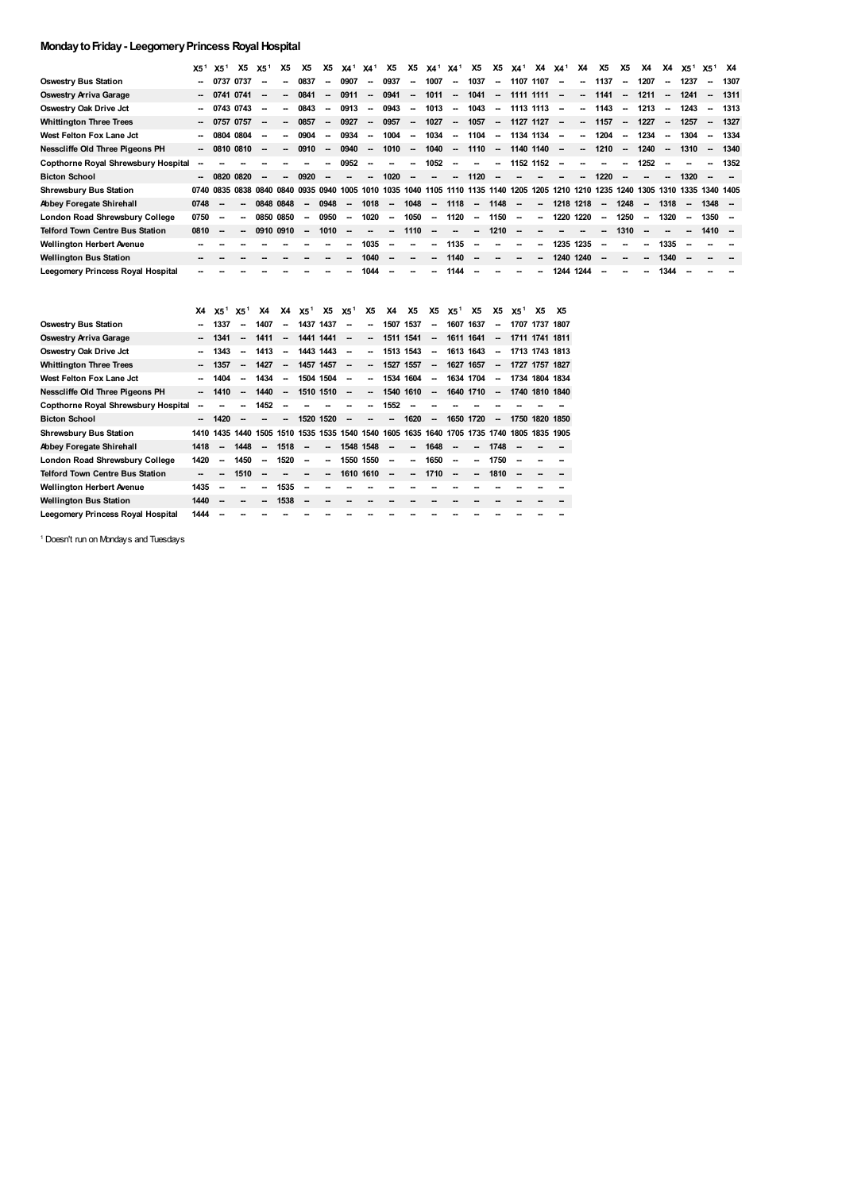## Monday to Friday - Leegomery Princess Royal Hospital

| | X5[1] | X5[1] | X5 | X5[1] | X5 | X5 | X5 | X4[1] | X4[1] | X5 | X5 | X4[1] | X4[1] | X5 | X5 | X4[1] | X4 | X4[1] | X4 | X5 | X5 | X4 | X4 | X5[1] | X5[1] | X4 |
|---|---|---|---|---|---|---|---|---|---|---|---|---|---|---|---|---|---|---|---|---|---|---|---|---|---|---|
| **Oswestry Bus Station** | -- | 0737 | 0737 | -- | -- | 0837 | -- | 0907 | -- | 0937 | -- | 1007 | -- | 1037 | -- | 1107 | 1107 | -- | -- | 1137 | -- | 1207 | -- | 1237 | -- | 1307 |
| **Oswestry Arriva Garage** | -- | 0741 | 0741 | -- | -- | 0841 | -- | 0911 | -- | 0941 | -- | 1011 | -- | 1041 | -- | 1111 | 1111 | -- | -- | 1141 | -- | 1211 | -- | 1241 | -- | 1311 |
| **Oswestry Oak Drive Jct** | -- | 0743 | 0743 | -- | -- | 0843 | -- | 0913 | -- | 0943 | -- | 1013 | -- | 1043 | -- | 1113 | 1113 | -- | -- | 1143 | -- | 1213 | -- | 1243 | -- | 1313 |
| **Whittington Three Trees** | -- | 0757 | 0757 | -- | -- | 0857 | -- | 0927 | -- | 0957 | -- | 1027 | -- | 1057 | -- | 1127 | 1127 | -- | -- | 1157 | -- | 1227 | -- | 1257 | -- | 1327 |
| **West Felton Fox Lane Jct** | -- | 0804 | 0804 | -- | -- | 0904 | -- | 0934 | -- | 1004 | -- | 1034 | -- | 1104 | -- | 1134 | 1134 | -- | -- | 1204 | -- | 1234 | -- | 1304 | -- | 1334 |
| **Nesscliffe Old Three Pigeons PH** | -- | 0810 | 0810 | -- | -- | 0910 | -- | 0940 | -- | 1010 | -- | 1040 | -- | 1110 | -- | 1140 | 1140 | -- | -- | 1210 | -- | 1240 | -- | 1310 | -- | 1340 |
| **Copthorne Royal Shrewsbury Hospital** | -- | -- | -- | -- | -- | -- | -- | 0952 | -- | -- | -- | 1052 | -- | -- | -- | 1152 | 1152 | -- | -- | -- | -- | 1252 | -- | -- | -- | 1352 |
| **Bicton School** | -- | 0820 | 0820 | -- | -- | 0920 | -- | -- | -- | 1020 | -- | -- | -- | 1120 | -- | -- | -- | -- | -- | 1220 | -- | -- | -- | 1320 | -- | -- |
| **Shrewsbury Bus Station** | 0740 | 0835 | 0838 | 0840 | 0840 | 0935 | 0940 | 1005 | 1010 | 1035 | 1040 | 1105 | 1110 | 1135 | 1140 | 1205 | 1205 | 1210 | 1210 | 1235 | 1240 | 1305 | 1310 | 1335 | 1340 | 1405 |
| **Abbey Foregate Shirehall** | 0748 | -- | -- | 0848 | 0848 | -- | 0948 | -- | 1018 | -- | 1048 | -- | 1118 | -- | 1148 | -- | -- | 1218 | 1218 | -- | 1248 | -- | 1318 | -- | 1348 | -- |
| **London Road Shrewsbury College** | 0750 | -- | -- | 0850 | 0850 | -- | 0950 | -- | 1020 | -- | 1050 | -- | 1120 | -- | 1150 | -- | -- | 1220 | 1220 | -- | 1250 | -- | 1320 | -- | 1350 | -- |
| **Telford Town Centre Bus Station** | 0810 | -- | -- | 0910 | 0910 | -- | 1010 | -- | -- | -- | 1110 | -- | -- | -- | 1210 | -- | -- | -- | -- | -- | 1310 | -- | -- | -- | 1410 | -- |
| **Wellington Herbert Avenue** | -- | -- | -- | -- | -- | -- | -- | -- | 1035 | -- | -- | -- | 1135 | -- | -- | -- | -- | 1235 | 1235 | -- | -- | -- | 1335 | -- | -- | -- |
| **Wellington Bus Station** | -- | -- | -- | -- | -- | -- | -- | -- | 1040 | -- | -- | -- | 1140 | -- | -- | -- | -- | 1240 | 1240 | -- | -- | -- | 1340 | -- | -- | -- |
| **Leegomery Princess Royal Hospital** | -- | -- | -- | -- | -- | -- | -- | -- | 1044 | -- | -- | -- | 1144 | -- | -- | -- | -- | 1244 | 1244 | -- | -- | -- | 1344 | -- | -- | -- |

| | X4 | X5[1] | X5[1] | X4 | X4 | X5[1] | X5 | X5[1] | X5 | X4 | X5 | X5 | X5[1] | X5 | X5 | X5[1] | X5 | X5 |
|---|---|---|---|---|---|---|---|---|---|---|---|---|---|---|---|---|---|---|
| **Oswestry Bus Station** | -- | 1337 | -- | 1407 | -- | 1437 | 1437 | -- | -- | 1507 | 1537 | -- | 1607 | 1637 | -- | 1707 | 1737 | 1807 |
| **Oswestry Arriva Garage** | -- | 1341 | -- | 1411 | -- | 1441 | 1441 | -- | -- | 1511 | 1541 | -- | 1611 | 1641 | -- | 1711 | 1741 | 1811 |
| **Oswestry Oak Drive Jct** | -- | 1343 | -- | 1413 | -- | 1443 | 1443 | -- | -- | 1513 | 1543 | -- | 1613 | 1643 | -- | 1713 | 1743 | 1813 |
| **Whittington Three Trees** | -- | 1357 | -- | 1427 | -- | 1457 | 1457 | -- | -- | 1527 | 1557 | -- | 1627 | 1657 | -- | 1727 | 1757 | 1827 |
| **West Felton Fox Lane Jct** | -- | 1404 | -- | 1434 | -- | 1504 | 1504 | -- | -- | 1534 | 1604 | -- | 1634 | 1704 | -- | 1734 | 1804 | 1834 |
| **Nesscliffe Old Three Pigeons PH** | -- | 1410 | -- | 1440 | -- | 1510 | 1510 | -- | -- | 1540 | 1610 | -- | 1640 | 1710 | -- | 1740 | 1810 | 1840 |
| **Copthorne Royal Shrewsbury Hospital** | -- | -- | -- | 1452 | -- | -- | -- | -- | -- | 1552 | -- | -- | -- | -- | -- | -- | -- | -- |
| **Bicton School** | -- | 1420 | -- | -- | -- | 1520 | 1520 | -- | -- | -- | 1620 | -- | 1650 | 1720 | -- | 1750 | 1820 | 1850 |
| **Shrewsbury Bus Station** | 1410 | 1435 | 1440 | 1505 | 1510 | 1535 | 1535 | 1540 | 1540 | 1605 | 1635 | 1640 | 1705 | 1735 | 1740 | 1805 | 1835 | 1905 |
| **Abbey Foregate Shirehall** | 1418 | -- | 1448 | -- | 1518 | -- | -- | 1548 | 1548 | -- | -- | 1648 | -- | -- | 1748 | -- | -- | -- |
| **London Road Shrewsbury College** | 1420 | -- | 1450 | -- | 1520 | -- | -- | 1550 | 1550 | -- | -- | 1650 | -- | -- | 1750 | -- | -- | -- |
| **Telford Town Centre Bus Station** | -- | -- | 1510 | -- | -- | -- | -- | 1610 | 1610 | -- | -- | 1710 | -- | -- | 1810 | -- | -- | -- |
| **Wellington Herbert Avenue** | 1435 | -- | -- | -- | 1535 | -- | -- | -- | -- | -- | -- | -- | -- | -- | -- | -- | -- | -- |
| **Wellington Bus Station** | 1440 | -- | -- | -- | 1538 | -- | -- | -- | -- | -- | -- | -- | -- | -- | -- | -- | -- | -- |
| **Leegomery Princess Royal Hospital** | 1444 | -- | -- | -- | -- | -- | -- | -- | -- | -- | -- | -- | -- | -- | -- | -- | -- | -- |

[1] Doesn't run on Mondays and Tuesdays